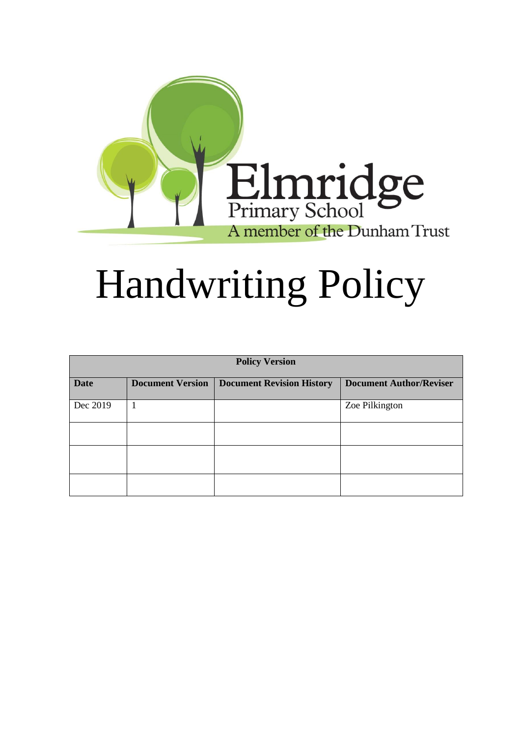Elmridge
Primary School
A member of the Dunham Trust

# Handwriting Policy

| Policy Version | | | |
|---|---|---|---|
| **Date** | **Document Version** | **Document Revision History** | **Document Author/Reviser** |
| Dec 2019 | 1 | | Zoe Pilkington |
| | | | |
| | | | |
| | | | |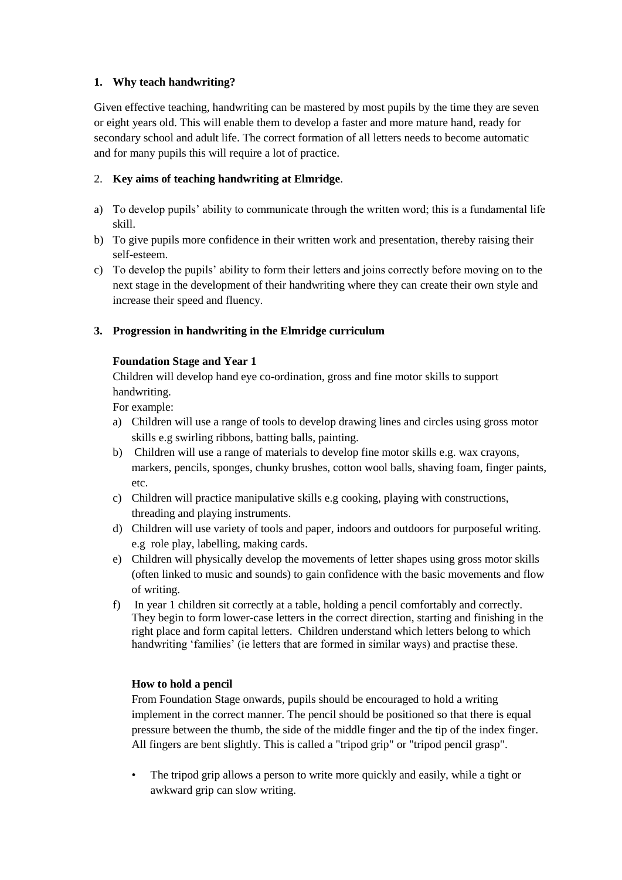## 1. Why teach handwriting?

Given effective teaching, handwriting can be mastered by most pupils by the time they are seven or eight years old. This will enable them to develop a faster and more mature hand, ready for secondary school and adult life. The correct formation of all letters needs to become automatic and for many pupils this will require a lot of practice.

## 2. Key aims of teaching handwriting at Elmridge.

a) To develop pupils' ability to communicate through the written word; this is a fundamental life skill.
b) To give pupils more confidence in their written work and presentation, thereby raising their self-esteem.
c) To develop the pupils' ability to form their letters and joins correctly before moving on to the next stage in the development of their handwriting where they can create their own style and increase their speed and fluency.

## 3. Progression in handwriting in the Elmridge curriculum

### Foundation Stage and Year 1

Children will develop hand eye co-ordination, gross and fine motor skills to support handwriting.

For example:

a) Children will use a range of tools to develop drawing lines and circles using gross motor skills e.g swirling ribbons, batting balls, painting.
b) Children will use a range of materials to develop fine motor skills e.g. wax crayons, markers, pencils, sponges, chunky brushes, cotton wool balls, shaving foam, finger paints, etc.
c) Children will practice manipulative skills e.g cooking, playing with constructions, threading and playing instruments.
d) Children will use variety of tools and paper, indoors and outdoors for purposeful writing. e.g role play, labelling, making cards.
e) Children will physically develop the movements of letter shapes using gross motor skills (often linked to music and sounds) to gain confidence with the basic movements and flow of writing.
f) In year 1 children sit correctly at a table, holding a pencil comfortably and correctly. They begin to form lower-case letters in the correct direction, starting and finishing in the right place and form capital letters. Children understand which letters belong to which handwriting 'families' (ie letters that are formed in similar ways) and practise these.

### How to hold a pencil

From Foundation Stage onwards, pupils should be encouraged to hold a writing implement in the correct manner. The pencil should be positioned so that there is equal pressure between the thumb, the side of the middle finger and the tip of the index finger. All fingers are bent slightly. This is called a "tripod grip" or "tripod pencil grasp".

- The tripod grip allows a person to write more quickly and easily, while a tight or awkward grip can slow writing.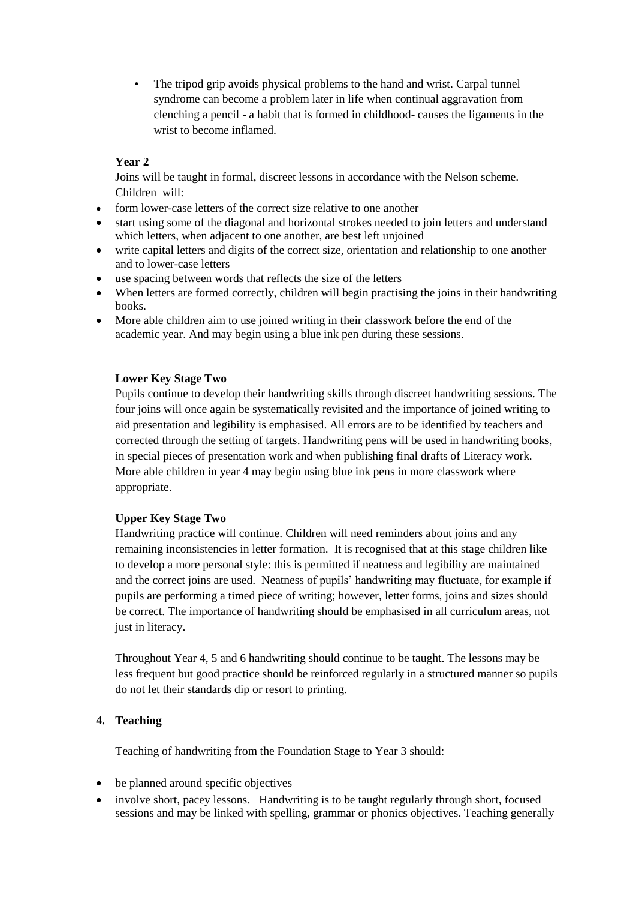- The tripod grip avoids physical problems to the hand and wrist. Carpal tunnel syndrome can become a problem later in life when continual aggravation from clenching a pencil - a habit that is formed in childhood- causes the ligaments in the wrist to become inflamed.

**Year 2**

Joins will be taught in formal, discreet lessons in accordance with the Nelson scheme. Children will:

- form lower-case letters of the correct size relative to one another
- start using some of the diagonal and horizontal strokes needed to join letters and understand which letters, when adjacent to one another, are best left unjoined
- write capital letters and digits of the correct size, orientation and relationship to one another and to lower-case letters
- use spacing between words that reflects the size of the letters
- When letters are formed correctly, children will begin practising the joins in their handwriting books.
- More able children aim to use joined writing in their classwork before the end of the academic year. And may begin using a blue ink pen during these sessions.

**Lower Key Stage Two**

Pupils continue to develop their handwriting skills through discreet handwriting sessions. The four joins will once again be systematically revisited and the importance of joined writing to aid presentation and legibility is emphasised. All errors are to be identified by teachers and corrected through the setting of targets. Handwriting pens will be used in handwriting books, in special pieces of presentation work and when publishing final drafts of Literacy work. More able children in year 4 may begin using blue ink pens in more classwork where appropriate.

**Upper Key Stage Two**

Handwriting practice will continue. Children will need reminders about joins and any remaining inconsistencies in letter formation. It is recognised that at this stage children like to develop a more personal style: this is permitted if neatness and legibility are maintained and the correct joins are used. Neatness of pupils' handwriting may fluctuate, for example if pupils are performing a timed piece of writing; however, letter forms, joins and sizes should be correct. The importance of handwriting should be emphasised in all curriculum areas, not just in literacy.

Throughout Year 4, 5 and 6 handwriting should continue to be taught. The lessons may be less frequent but good practice should be reinforced regularly in a structured manner so pupils do not let their standards dip or resort to printing.

## 4. Teaching

Teaching of handwriting from the Foundation Stage to Year 3 should:

- be planned around specific objectives
- involve short, pacey lessons. Handwriting is to be taught regularly through short, focused sessions and may be linked with spelling, grammar or phonics objectives. Teaching generally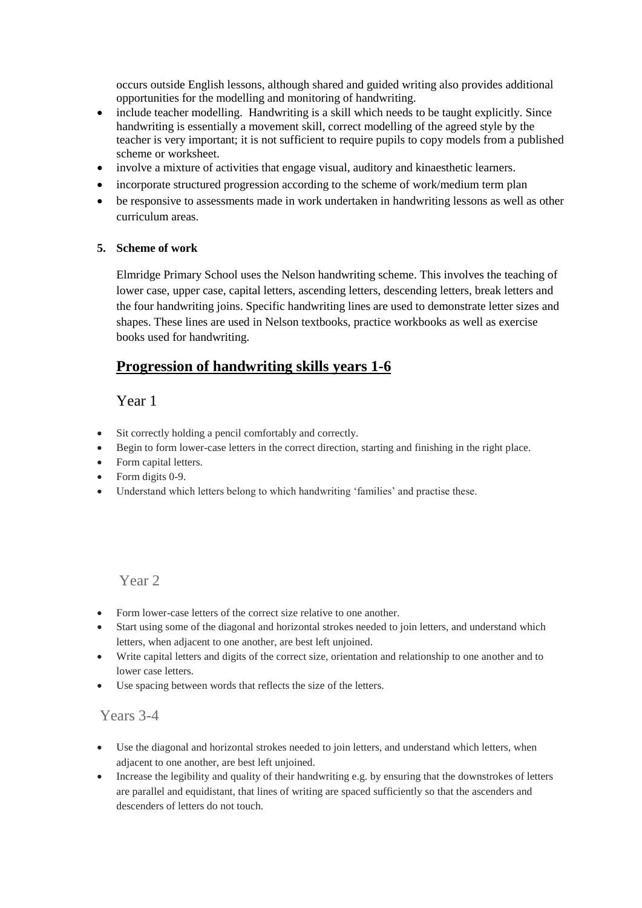occurs outside English lessons, although shared and guided writing also provides additional opportunities for the modelling and monitoring of handwriting.

- include teacher modelling. Handwriting is a skill which needs to be taught explicitly. Since handwriting is essentially a movement skill, correct modelling of the agreed style by the teacher is very important; it is not sufficient to require pupils to copy models from a published scheme or worksheet.
- involve a mixture of activities that engage visual, auditory and kinaesthetic learners.
- incorporate structured progression according to the scheme of work/medium term plan
- be responsive to assessments made in work undertaken in handwriting lessons as well as other curriculum areas.

**5. Scheme of work**

Elmridge Primary School uses the Nelson handwriting scheme. This involves the teaching of lower case, upper case, capital letters, ascending letters, descending letters, break letters and the four handwriting joins. Specific handwriting lines are used to demonstrate letter sizes and shapes. These lines are used in Nelson textbooks, practice workbooks as well as exercise books used for handwriting.

## Progression of handwriting skills years 1-6

### Year 1

- Sit correctly holding a pencil comfortably and correctly.
- Begin to form lower-case letters in the correct direction, starting and finishing in the right place.
- Form capital letters.
- Form digits 0-9.
- Understand which letters belong to which handwriting 'families' and practise these.

### Year 2

- Form lower-case letters of the correct size relative to one another.
- Start using some of the diagonal and horizontal strokes needed to join letters, and understand which letters, when adjacent to one another, are best left unjoined.
- Write capital letters and digits of the correct size, orientation and relationship to one another and to lower case letters.
- Use spacing between words that reflects the size of the letters.

### Years 3-4

- Use the diagonal and horizontal strokes needed to join letters, and understand which letters, when adjacent to one another, are best left unjoined.
- Increase the legibility and quality of their handwriting e.g. by ensuring that the downstrokes of letters are parallel and equidistant, that lines of writing are spaced sufficiently so that the ascenders and descenders of letters do not touch.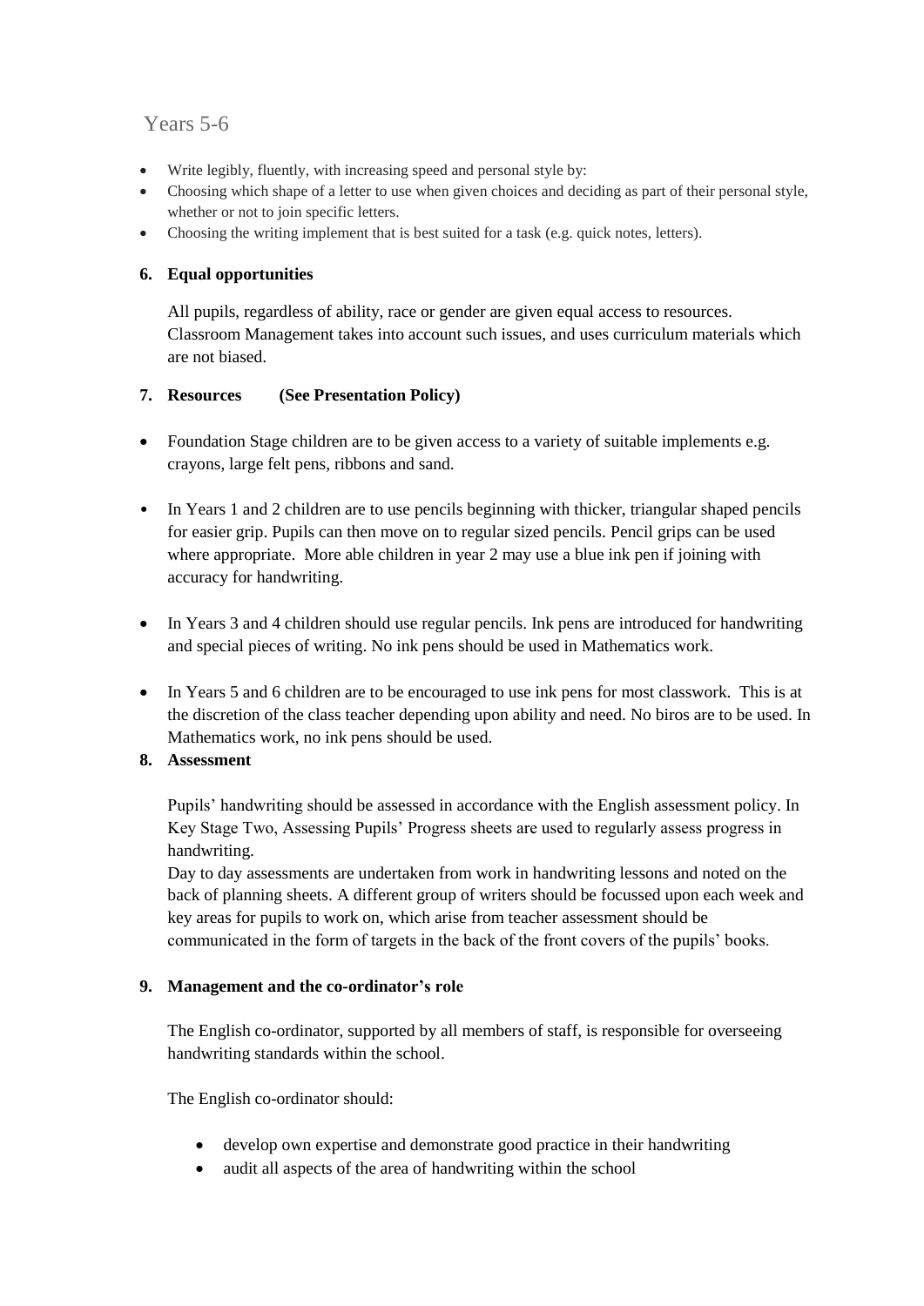Years 5-6

- Write legibly, fluently, with increasing speed and personal style by:
- Choosing which shape of a letter to use when given choices and deciding as part of their personal style, whether or not to join specific letters.
- Choosing the writing implement that is best suited for a task (e.g. quick notes, letters).

**6. Equal opportunities**

All pupils, regardless of ability, race or gender are given equal access to resources. Classroom Management takes into account such issues, and uses curriculum materials which are not biased.

**7. Resources (See Presentation Policy)**

- Foundation Stage children are to be given access to a variety of suitable implements e.g. crayons, large felt pens, ribbons and sand.
- In Years 1 and 2 children are to use pencils beginning with thicker, triangular shaped pencils for easier grip. Pupils can then move on to regular sized pencils. Pencil grips can be used where appropriate. More able children in year 2 may use a blue ink pen if joining with accuracy for handwriting.
- In Years 3 and 4 children should use regular pencils. Ink pens are introduced for handwriting and special pieces of writing. No ink pens should be used in Mathematics work.
- In Years 5 and 6 children are to be encouraged to use ink pens for most classwork. This is at the discretion of the class teacher depending upon ability and need. No biros are to be used. In Mathematics work, no ink pens should be used.

**8. Assessment**

Pupils' handwriting should be assessed in accordance with the English assessment policy. In Key Stage Two, Assessing Pupils' Progress sheets are used to regularly assess progress in handwriting.
Day to day assessments are undertaken from work in handwriting lessons and noted on the back of planning sheets. A different group of writers should be focussed upon each week and key areas for pupils to work on, which arise from teacher assessment should be communicated in the form of targets in the back of the front covers of the pupils' books.

**9. Management and the co-ordinator's role**

The English co-ordinator, supported by all members of staff, is responsible for overseeing handwriting standards within the school.

The English co-ordinator should:

- develop own expertise and demonstrate good practice in their handwriting
- audit all aspects of the area of handwriting within the school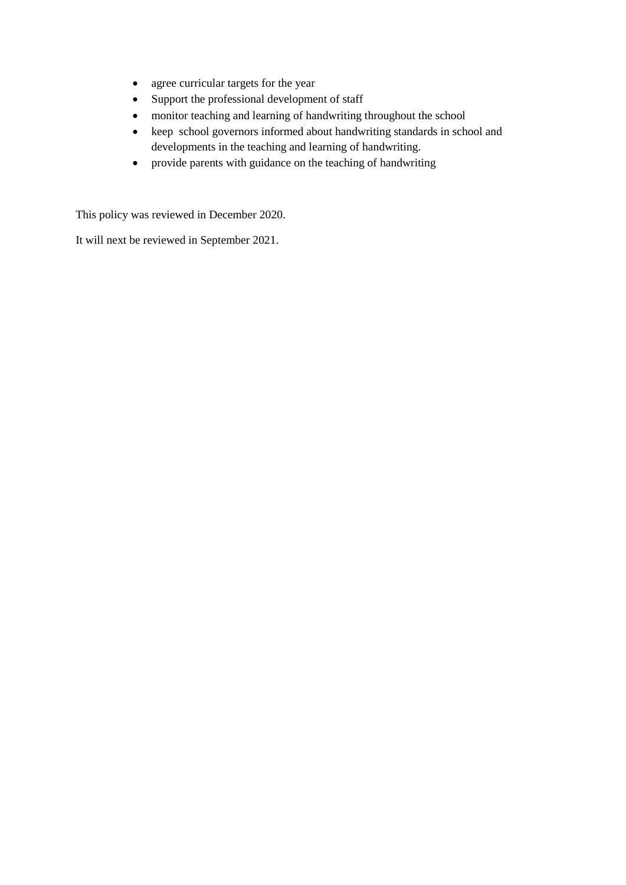- agree curricular targets for the year
- Support the professional development of staff
- monitor teaching and learning of handwriting throughout the school
- keep school governors informed about handwriting standards in school and developments in the teaching and learning of handwriting.
- provide parents with guidance on the teaching of handwriting

This policy was reviewed in December 2020.

It will next be reviewed in September 2021.